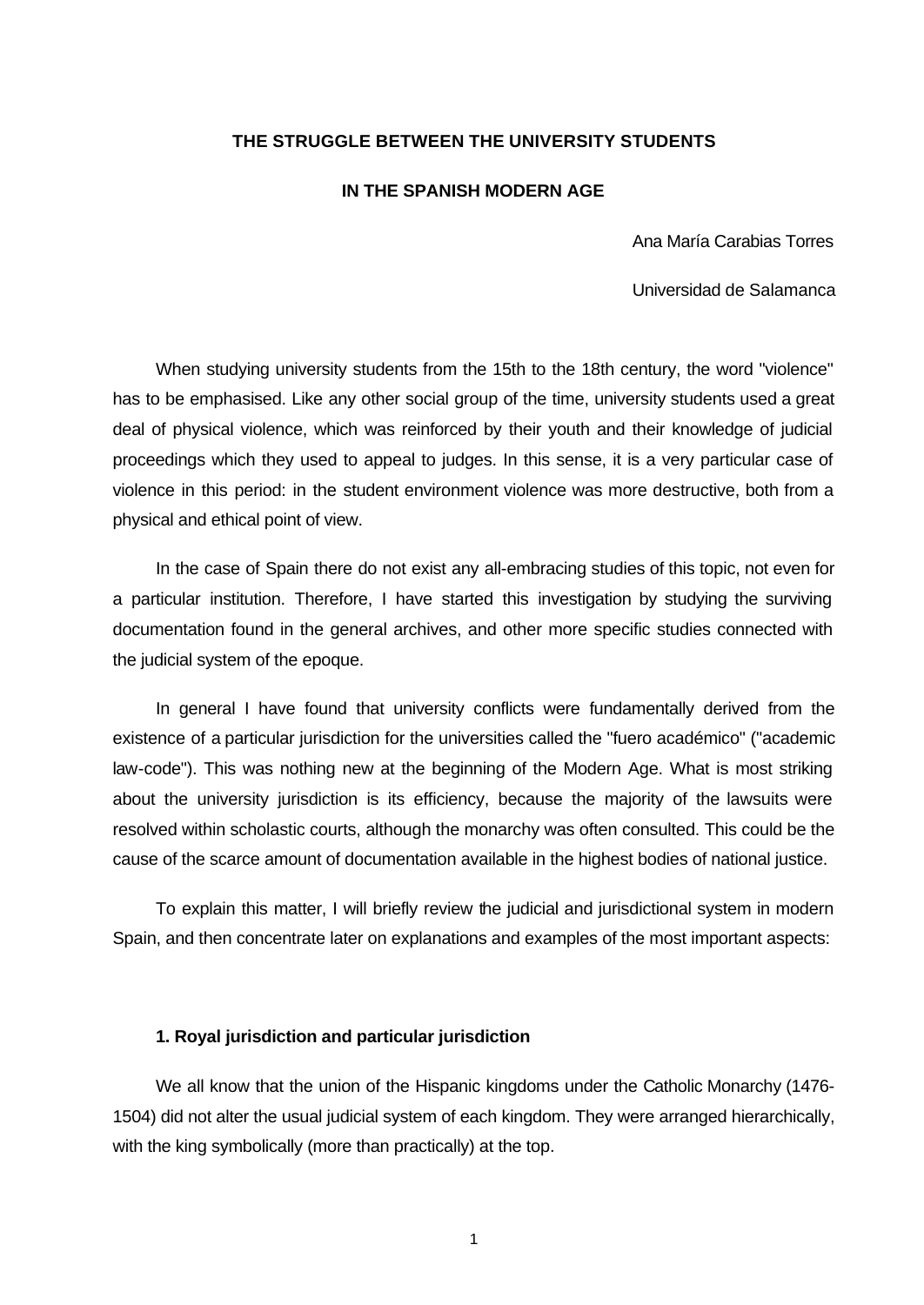# THE STRUGGLE BETWEEN THE UNIVERSITY STUDENTS IN THE SPANISH MODERN AGE

Ana María Carabias Torres

Universidad de Salamanca

When studying university students from the 15th to the 18th century, the word "violence" has to be emphasised. Like any other social group of the time, university students used a great deal of physical violence, which was reinforced by their youth and their knowledge of judicial proceedings which they used to appeal to judges. In this sense, it is a very particular case of violence in this period: in the student environment violence was more destructive, both from a physical and ethical point of view.

In the case of Spain there do not exist any all-embracing studies of this topic, not even for a particular institution. Therefore, I have started this investigation by studying the surviving documentation found in the general archives, and other more specific studies connected with the judicial system of the epoque.

In general I have found that university conflicts were fundamentally derived from the existence of a particular jurisdiction for the universities called the "fuero académico" ("academic law-code"). This was nothing new at the beginning of the Modern Age. What is most striking about the university jurisdiction is its efficiency, because the majority of the lawsuits were resolved within scholastic courts, although the monarchy was often consulted. This could be the cause of the scarce amount of documentation available in the highest bodies of national justice.

To explain this matter, I will briefly review the judicial and jurisdictional system in modern Spain, and then concentrate later on explanations and examples of the most important aspects:

## 1. Royal jurisdiction and particular jurisdiction

We all know that the union of the Hispanic kingdoms under the Catholic Monarchy (1476-1504) did not alter the usual judicial system of each kingdom. They were arranged hierarchically, with the king symbolically (more than practically) at the top.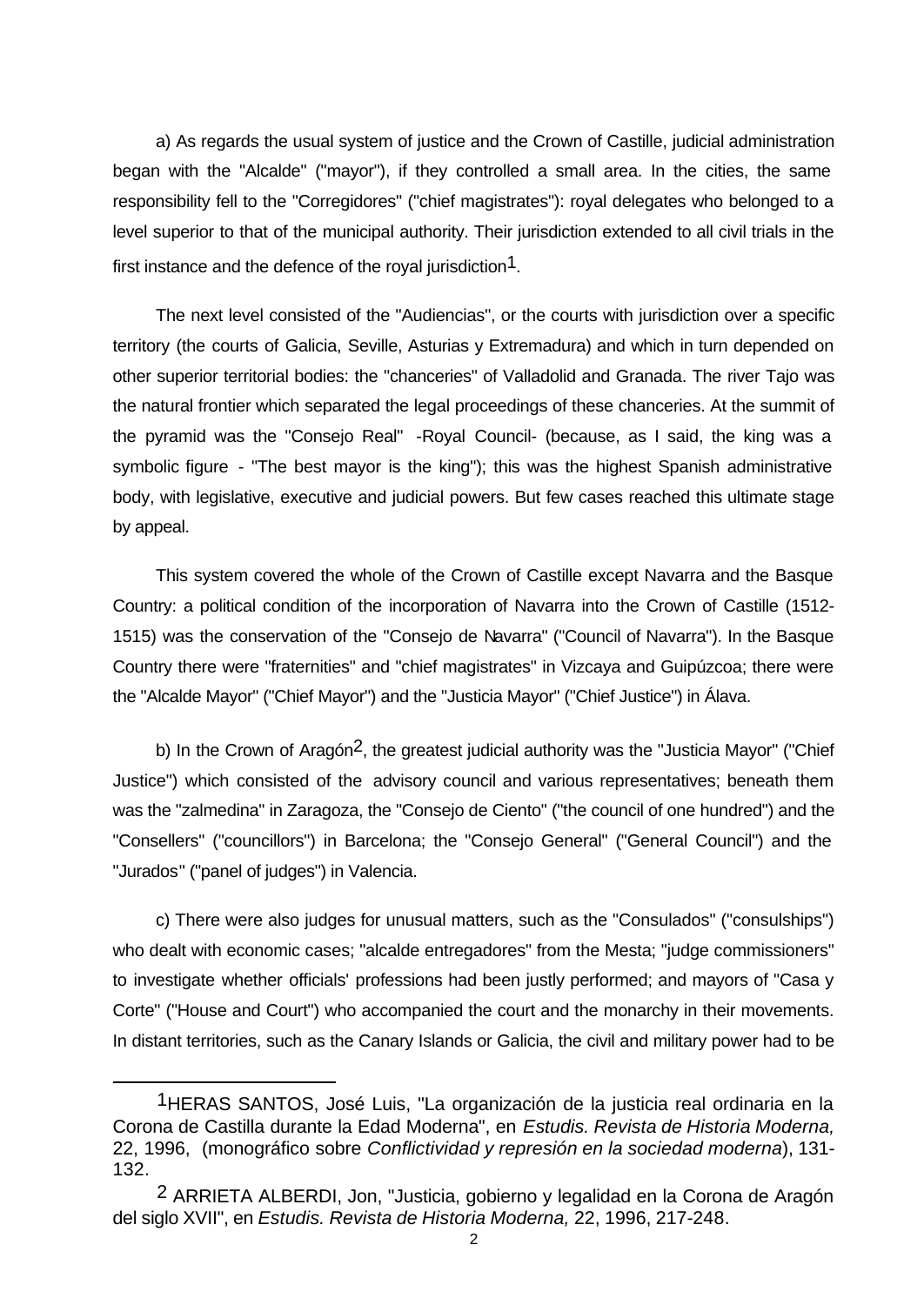a) As regards the usual system of justice and the Crown of Castille, judicial administration began with the "Alcalde" ("mayor"), if they controlled a small area. In the cities, the same responsibility fell to the "Corregidores" ("chief magistrates"): royal delegates who belonged to a level superior to that of the municipal authority. Their jurisdiction extended to all civil trials in the first instance and the defence of the royal jurisdiction[1].

The next level consisted of the "Audiencias", or the courts with jurisdiction over a specific territory (the courts of Galicia, Seville, Asturias y Extremadura) and which in turn depended on other superior territorial bodies: the "chanceries" of Valladolid and Granada. The river Tajo was the natural frontier which separated the legal proceedings of these chanceries. At the summit of the pyramid was the "Consejo Real" -Royal Council- (because, as I said, the king was a symbolic figure - "The best mayor is the king"); this was the highest Spanish administrative body, with legislative, executive and judicial powers. But few cases reached this ultimate stage by appeal.

This system covered the whole of the Crown of Castille except Navarra and the Basque Country: a political condition of the incorporation of Navarra into the Crown of Castille (1512-1515) was the conservation of the "Consejo de Navarra" ("Council of Navarra"). In the Basque Country there were "fraternities" and "chief magistrates" in Vizcaya and Guipúzcoa; there were the "Alcalde Mayor" ("Chief Mayor") and the "Justicia Mayor" ("Chief Justice") in Álava.

b) In the Crown of Aragón[2], the greatest judicial authority was the "Justicia Mayor" ("Chief Justice") which consisted of the advisory council and various representatives; beneath them was the "zalmedina" in Zaragoza, the "Consejo de Ciento" ("the council of one hundred") and the "Consellers" ("councillors") in Barcelona; the "Consejo General" ("General Council") and the "Jurados" ("panel of judges") in Valencia.

c) There were also judges for unusual matters, such as the "Consulados" ("consulships") who dealt with economic cases; "alcalde entregadores" from the Mesta; "judge commissioners" to investigate whether officials' professions had been justly performed; and mayors of "Casa y Corte" ("House and Court") who accompanied the court and the monarchy in their movements. In distant territories, such as the Canary Islands or Galicia, the civil and military power had to be

---

[1] HERAS SANTOS, José Luis, "La organización de la justicia real ordinaria en la Corona de Castilla durante la Edad Moderna", en *Estudis. Revista de Historia Moderna,* 22, 1996, (monográfico sobre *Conflictividad y represión en la sociedad moderna*), 131-132.

[2] ARRIETA ALBERDI, Jon, "Justicia, gobierno y legalidad en la Corona de Aragón del siglo XVII", en *Estudis. Revista de Historia Moderna,* 22, 1996, 217-248.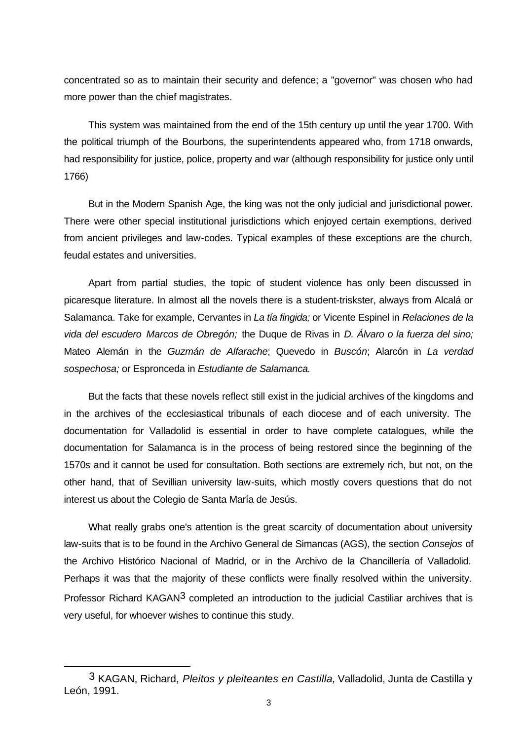concentrated so as to maintain their security and defence; a "governor" was chosen who had more power than the chief magistrates.

This system was maintained from the end of the 15th century up until the year 1700. With the political triumph of the Bourbons, the superintendents appeared who, from 1718 onwards, had responsibility for justice, police, property and war (although responsibility for justice only until 1766)

But in the Modern Spanish Age, the king was not the only judicial and jurisdictional power. There were other special institutional jurisdictions which enjoyed certain exemptions, derived from ancient privileges and law-codes. Typical examples of these exceptions are the church, feudal estates and universities.

Apart from partial studies, the topic of student violence has only been discussed in picaresque literature. In almost all the novels there is a student-triskster, always from Alcalá or Salamanca. Take for example, Cervantes in *La tía fingida;* or Vicente Espinel in *Relaciones de la vida del escudero Marcos de Obregón;* the Duque de Rivas in *D. Álvaro o la fuerza del sino;* Mateo Alemán in the *Guzmán de Alfarache*; Quevedo in *Buscón*; Alarcón in *La verdad sospechosa;* or Espronceda in *Estudiante de Salamanca.*

But the facts that these novels reflect still exist in the judicial archives of the kingdoms and in the archives of the ecclesiastical tribunals of each diocese and of each university. The documentation for Valladolid is essential in order to have complete catalogues, while the documentation for Salamanca is in the process of being restored since the beginning of the 1570s and it cannot be used for consultation. Both sections are extremely rich, but not, on the other hand, that of Sevillian university law-suits, which mostly covers questions that do not interest us about the Colegio de Santa María de Jesús.

What really grabs one's attention is the great scarcity of documentation about university law-suits that is to be found in the Archivo General de Simancas (AGS), the section *Consejos* of the Archivo Histórico Nacional of Madrid, or in the Archivo de la Chancillería of Valladolid. Perhaps it was that the majority of these conflicts were finally resolved within the university. Professor Richard KAGAN[3] completed an introduction to the judicial Castiliar archives that is very useful, for whoever wishes to continue this study.

---

[3] KAGAN, Richard, *Pleitos y pleiteantes en Castilla,* Valladolid, Junta de Castilla y León, 1991.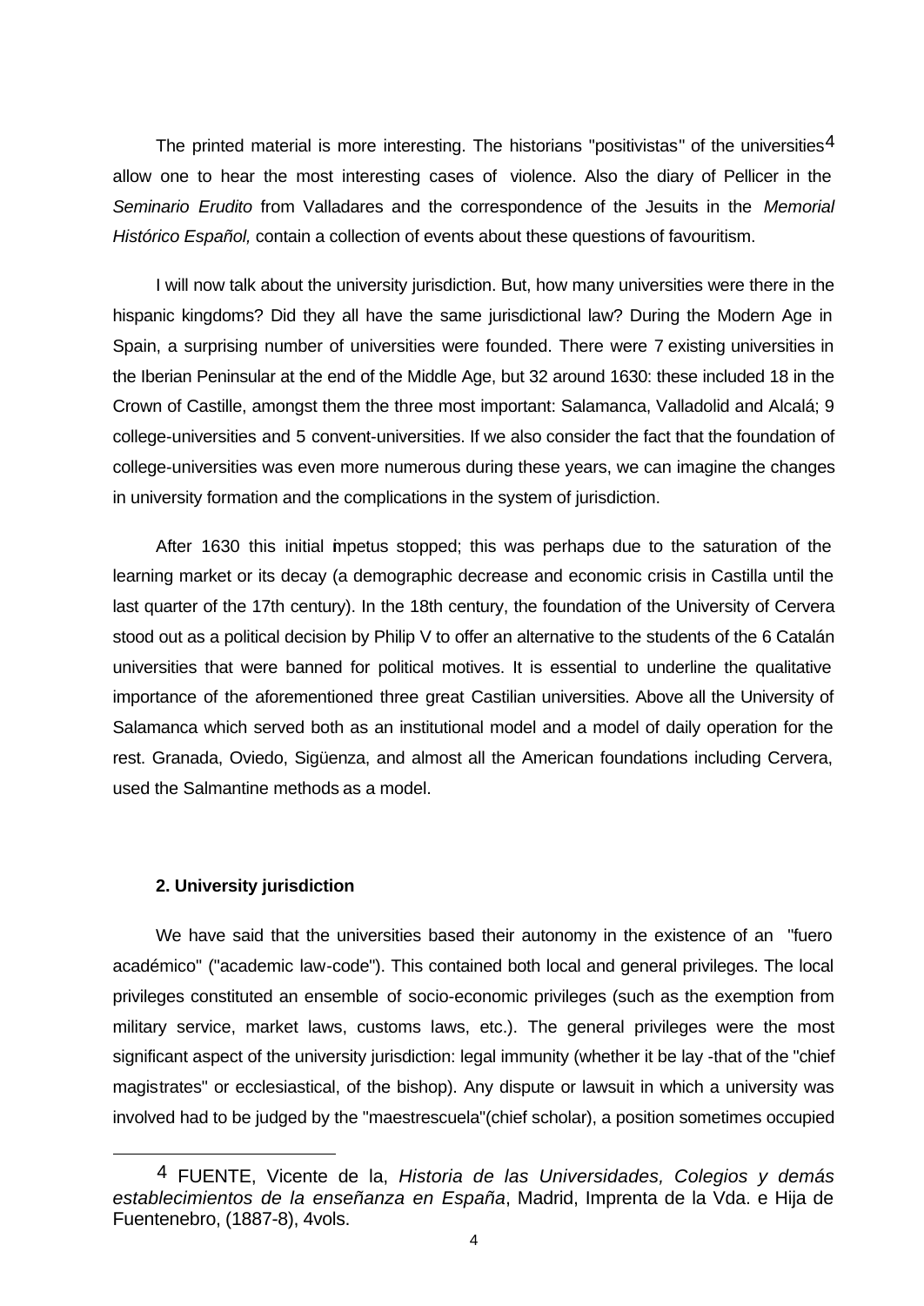The printed material is more interesting. The historians "positivistas" of the universities[4] allow one to hear the most interesting cases of violence. Also the diary of Pellicer in the *Seminario Erudito* from Valladares and the correspondence of the Jesuits in the *Memorial Histórico Español,* contain a collection of events about these questions of favouritism.

I will now talk about the university jurisdiction. But, how many universities were there in the hispanic kingdoms? Did they all have the same jurisdictional law? During the Modern Age in Spain, a surprising number of universities were founded. There were 7 existing universities in the Iberian Peninsular at the end of the Middle Age, but 32 around 1630: these included 18 in the Crown of Castille, amongst them the three most important: Salamanca, Valladolid and Alcalá; 9 college-universities and 5 convent-universities. If we also consider the fact that the foundation of college-universities was even more numerous during these years, we can imagine the changes in university formation and the complications in the system of jurisdiction.

After 1630 this initial impetus stopped; this was perhaps due to the saturation of the learning market or its decay (a demographic decrease and economic crisis in Castilla until the last quarter of the 17th century). In the 18th century, the foundation of the University of Cervera stood out as a political decision by Philip V to offer an alternative to the students of the 6 Catalán universities that were banned for political motives. It is essential to underline the qualitative importance of the aforementioned three great Castilian universities. Above all the University of Salamanca which served both as an institutional model and a model of daily operation for the rest. Granada, Oviedo, Sigüenza, and almost all the American foundations including Cervera, used the Salmantine methods as a model.

### 2. University jurisdiction

We have said that the universities based their autonomy in the existence of an "fuero académico" ("academic law-code"). This contained both local and general privileges. The local privileges constituted an ensemble of socio-economic privileges (such as the exemption from military service, market laws, customs laws, etc.). The general privileges were the most significant aspect of the university jurisdiction: legal immunity (whether it be lay -that of the "chief magistrates" or ecclesiastical, of the bishop). Any dispute or lawsuit in which a university was involved had to be judged by the "maestrescuela"(chief scholar), a position sometimes occupied

---

[4] FUENTE, Vicente de la, *Historia de las Universidades, Colegios y demás establecimientos de la enseñanza en España*, Madrid, Imprenta de la Vda. e Hija de Fuentenebro, (1887-8), 4vols.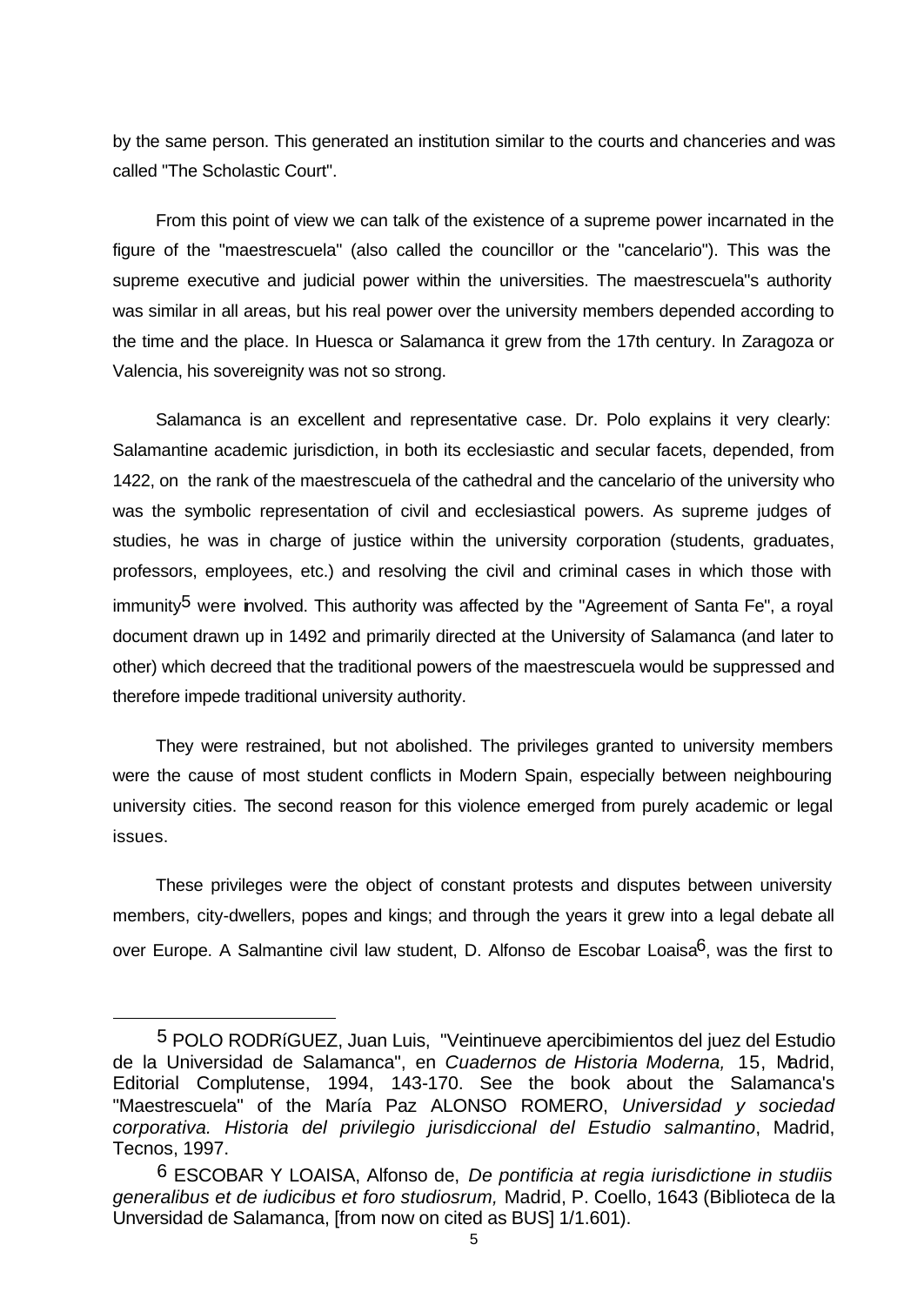by the same person. This generated an institution similar to the courts and chanceries and was called "The Scholastic Court".

From this point of view we can talk of the existence of a supreme power incarnated in the figure of the "maestrescuela" (also called the councillor or the "cancelario"). This was the supreme executive and judicial power within the universities. The maestrescuela"s authority was similar in all areas, but his real power over the university members depended according to the time and the place. In Huesca or Salamanca it grew from the 17th century. In Zaragoza or Valencia, his sovereignity was not so strong.

Salamanca is an excellent and representative case. Dr. Polo explains it very clearly: Salamantine academic jurisdiction, in both its ecclesiastic and secular facets, depended, from 1422, on the rank of the maestrescuela of the cathedral and the cancelario of the university who was the symbolic representation of civil and ecclesiastical powers. As supreme judges of studies, he was in charge of justice within the university corporation (students, graduates, professors, employees, etc.) and resolving the civil and criminal cases in which those with immunity[5] were involved. This authority was affected by the "Agreement of Santa Fe", a royal document drawn up in 1492 and primarily directed at the University of Salamanca (and later to other) which decreed that the traditional powers of the maestrescuela would be suppressed and therefore impede traditional university authority.

They were restrained, but not abolished. The privileges granted to university members were the cause of most student conflicts in Modern Spain, especially between neighbouring university cities. The second reason for this violence emerged from purely academic or legal issues.

These privileges were the object of constant protests and disputes between university members, city-dwellers, popes and kings; and through the years it grew into a legal debate all over Europe. A Salmantine civil law student, D. Alfonso de Escobar Loaisa[6], was the first to

---

[5] POLO RODRíGUEZ, Juan Luis, "Veintinueve apercibimientos del juez del Estudio de la Universidad de Salamanca", en *Cuadernos de Historia Moderna,* 15, Madrid, Editorial Complutense, 1994, 143-170. See the book about the Salamanca's "Maestrescuela" of the María Paz ALONSO ROMERO, *Universidad y sociedad corporativa. Historia del privilegio jurisdiccional del Estudio salmantino*, Madrid, Tecnos, 1997.

[6] ESCOBAR Y LOAISA, Alfonso de, *De pontificia at regia iurisdictione in studiis generalibus et de iudicibus et foro studiosrum,* Madrid, P. Coello, 1643 (Biblioteca de la Unversidad de Salamanca, [from now on cited as BUS] 1/1.601).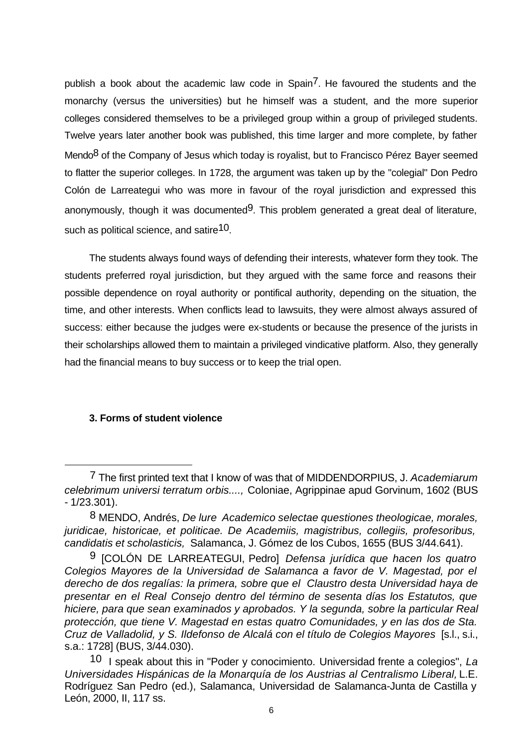publish a book about the academic law code in Spain[7]. He favoured the students and the monarchy (versus the universities) but he himself was a student, and the more superior colleges considered themselves to be a privileged group within a group of privileged students. Twelve years later another book was published, this time larger and more complete, by father Mendo[8] of the Company of Jesus which today is royalist, but to Francisco Pérez Bayer seemed to flatter the superior colleges. In 1728, the argument was taken up by the "colegial" Don Pedro Colón de Larreategui who was more in favour of the royal jurisdiction and expressed this anonymously, though it was documented[9]. This problem generated a great deal of literature, such as political science, and satire[10].

The students always found ways of defending their interests, whatever form they took. The students preferred royal jurisdiction, but they argued with the same force and reasons their possible dependence on royal authority or pontifical authority, depending on the situation, the time, and other interests. When conflicts lead to lawsuits, they were almost always assured of success: either because the judges were ex-students or because the presence of the jurists in their scholarships allowed them to maintain a privileged vindicative platform. Also, they generally had the financial means to buy success or to keep the trial open.

### 3. Forms of student violence

---

[7] The first printed text that I know of was that of MIDDENDORPIUS, J. *Academiarum celebrimum universi terratum orbis....,* Coloniae, Agrippinae apud Gorvinum, 1602 (BUS - 1/23.301).

[8] MENDO, Andrés, *De lure Academico selectae questiones theologicae, morales, juridicae, historicae, et politicae. De Academiis, magistribus, collegiis, profesoribus, candidatis et scholasticis,* Salamanca, J. Gómez de los Cubos, 1655 (BUS 3/44.641).

[9] [COLÓN DE LARREATEGUI, Pedro] *Defensa jurídica que hacen los quatro Colegios Mayores de la Universidad de Salamanca a favor de V. Magestad, por el derecho de dos regalías: la primera, sobre que el Claustro desta Universidad haya de presentar en el Real Consejo dentro del término de sesenta días los Estatutos, que hiciere, para que sean examinados y aprobados. Y la segunda, sobre la particular Real protección, que tiene V. Magestad en estas quatro Comunidades, y en las dos de Sta. Cruz de Valladolid, y S. Ildefonso de Alcalá con el título de Colegios Mayores* [s.l., s.i., s.a.: 1728] (BUS, 3/44.030).

[10] I speak about this in "Poder y conocimiento. Universidad frente a colegios", *La Universidades Hispánicas de la Monarquía de los Austrias al Centralismo Liberal,* L.E. Rodríguez San Pedro (ed.), Salamanca, Universidad de Salamanca-Junta de Castilla y León, 2000, II, 117 ss.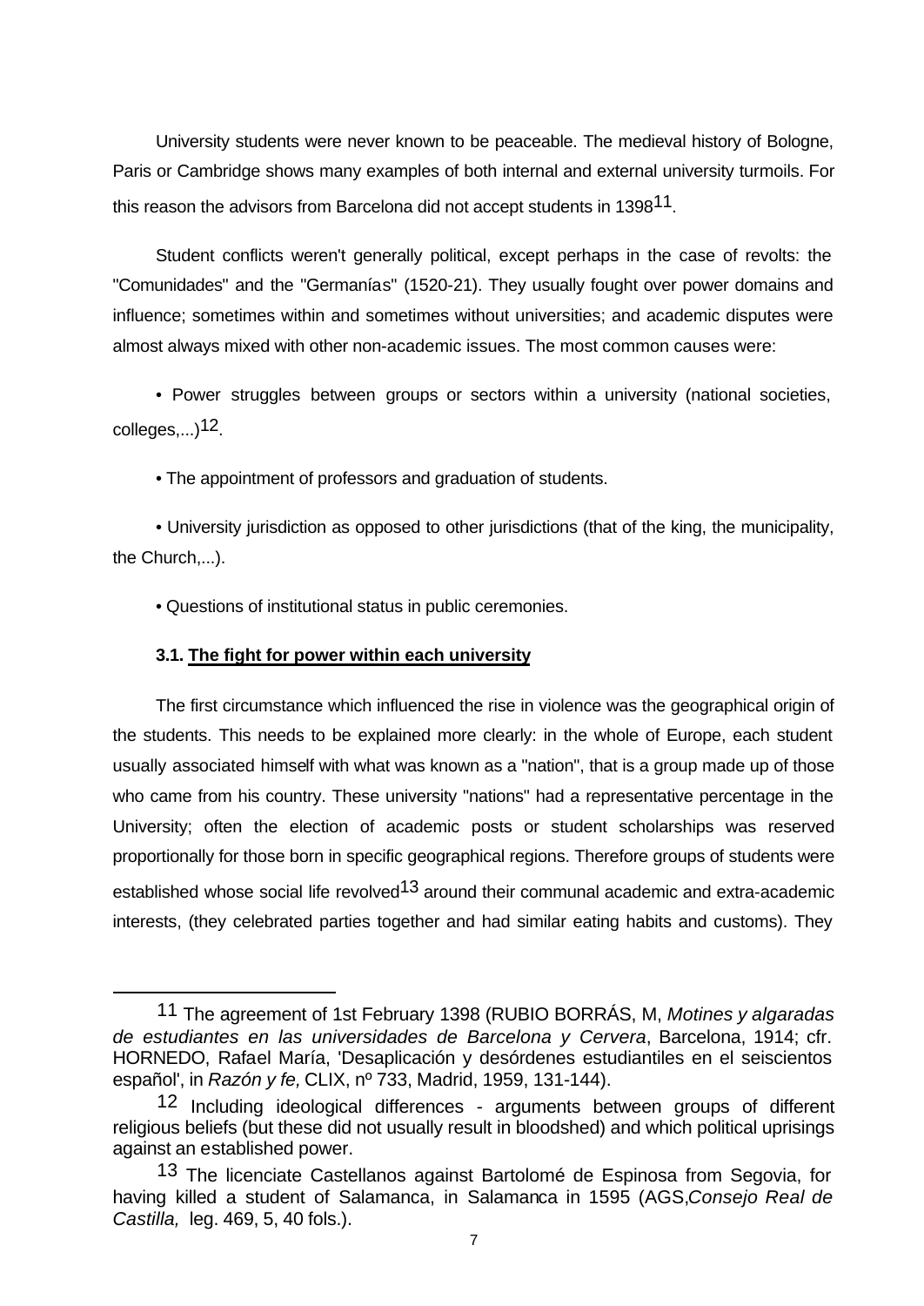University students were never known to be peaceable. The medieval history of Bologne, Paris or Cambridge shows many examples of both internal and external university turmoils. For this reason the advisors from Barcelona did not accept students in 1398[11].

Student conflicts weren't generally political, except perhaps in the case of revolts: the "Comunidades" and the "Germanías" (1520-21). They usually fought over power domains and influence; sometimes within and sometimes without universities; and academic disputes were almost always mixed with other non-academic issues. The most common causes were:

- Power struggles between groups or sectors within a university (national societies, colleges,...)[12].
- The appointment of professors and graduation of students.
- University jurisdiction as opposed to other jurisdictions (that of the king, the municipality, the Church,...).
- Questions of institutional status in public ceremonies.

### 3.1. The fight for power within each university

The first circumstance which influenced the rise in violence was the geographical origin of the students. This needs to be explained more clearly: in the whole of Europe, each student usually associated himself with what was known as a "nation", that is a group made up of those who came from his country. These university "nations" had a representative percentage in the University; often the election of academic posts or student scholarships was reserved proportionally for those born in specific geographical regions. Therefore groups of students were established whose social life revolved[13] around their communal academic and extra-academic interests, (they celebrated parties together and had similar eating habits and customs). They

---

[11] The agreement of 1st February 1398 (RUBIO BORRÁS, M, *Motines y algaradas de estudiantes en las universidades de Barcelona y Cervera*, Barcelona, 1914; cfr. HORNEDO, Rafael María, 'Desaplicación y desórdenes estudiantiles en el seiscientos español', in *Razón y fe,* CLIX, nº 733, Madrid, 1959, 131-144).

[12] Including ideological differences - arguments between groups of different religious beliefs (but these did not usually result in bloodshed) and which political uprisings against an established power.

[13] The licenciate Castellanos against Bartolomé de Espinosa from Segovia, for having killed a student of Salamanca, in Salamanca in 1595 (AGS,*Consejo Real de Castilla,* leg. 469, 5, 40 fols.).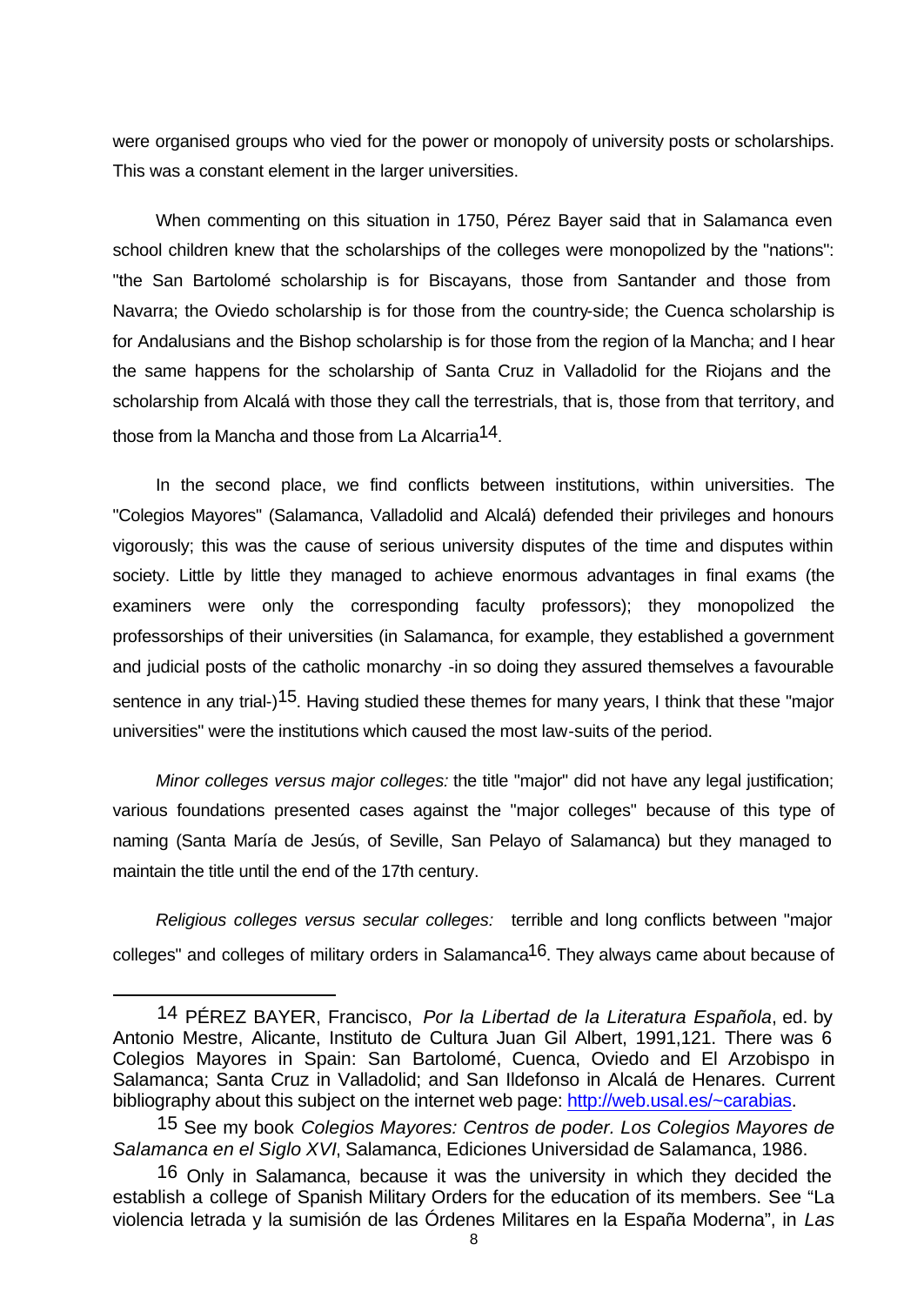were organised groups who vied for the power or monopoly of university posts or scholarships. This was a constant element in the larger universities.

When commenting on this situation in 1750, Pérez Bayer said that in Salamanca even school children knew that the scholarships of the colleges were monopolized by the "nations": "the San Bartolomé scholarship is for Biscayans, those from Santander and those from Navarra; the Oviedo scholarship is for those from the country-side; the Cuenca scholarship is for Andalusians and the Bishop scholarship is for those from the region of la Mancha; and I hear the same happens for the scholarship of Santa Cruz in Valladolid for the Riojans and the scholarship from Alcalá with those they call the terrestrials, that is, those from that territory, and those from la Mancha and those from La Alcarria[14].

In the second place, we find conflicts between institutions, within universities. The "Colegios Mayores" (Salamanca, Valladolid and Alcalá) defended their privileges and honours vigorously; this was the cause of serious university disputes of the time and disputes within society. Little by little they managed to achieve enormous advantages in final exams (the examiners were only the corresponding faculty professors); they monopolized the professorships of their universities (in Salamanca, for example, they established a government and judicial posts of the catholic monarchy -in so doing they assured themselves a favourable sentence in any trial-)[15]. Having studied these themes for many years, I think that these "major universities" were the institutions which caused the most law-suits of the period.

*Minor colleges versus major colleges:* the title "major" did not have any legal justification; various foundations presented cases against the "major colleges" because of this type of naming (Santa María de Jesús, of Seville, San Pelayo of Salamanca) but they managed to maintain the title until the end of the 17th century.

*Religious colleges versus secular colleges:* terrible and long conflicts between "major colleges" and colleges of military orders in Salamanca[16]. They always came about because of

---

[14] PÉREZ BAYER, Francisco, *Por la Libertad de la Literatura Española*, ed. by Antonio Mestre, Alicante, Instituto de Cultura Juan Gil Albert, 1991,121. There was 6 Colegios Mayores in Spain: San Bartolomé, Cuenca, Oviedo and El Arzobispo in Salamanca; Santa Cruz in Valladolid; and San Ildefonso in Alcalá de Henares. Current bibliography about this subject on the internet web page: http://web.usal.es/~carabias.

[15] See my book *Colegios Mayores: Centros de poder. Los Colegios Mayores de Salamanca en el Siglo XVI*, Salamanca, Ediciones Universidad de Salamanca, 1986.

[16] Only in Salamanca, because it was the university in which they decided the establish a college of Spanish Military Orders for the education of its members. See "La violencia letrada y la sumisión de las Órdenes Militares en la España Moderna", in *Las*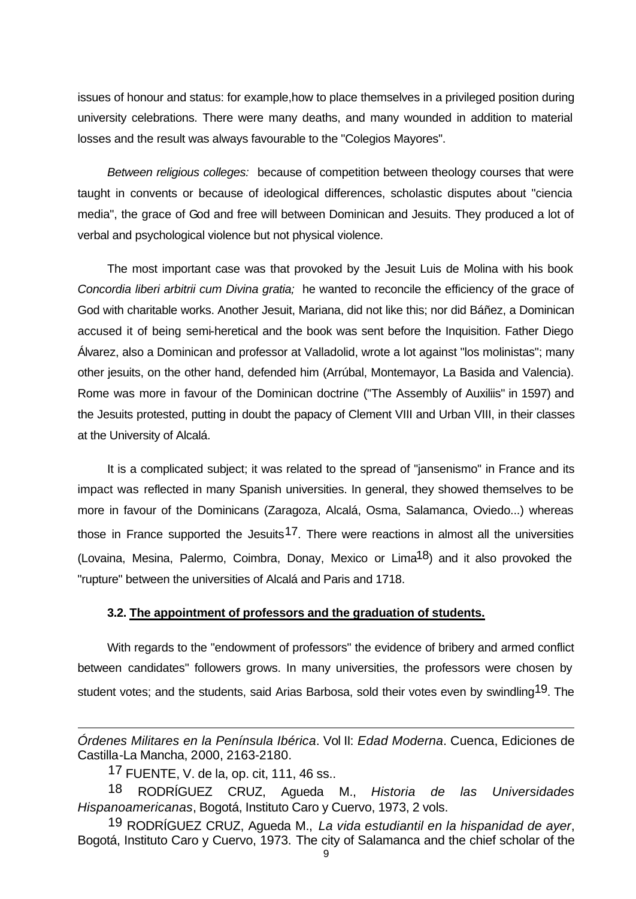issues of honour and status: for example,how to place themselves in a privileged position during university celebrations. There were many deaths, and many wounded in addition to material losses and the result was always favourable to the "Colegios Mayores".

*Between religious colleges:* because of competition between theology courses that were taught in convents or because of ideological differences, scholastic disputes about "ciencia media", the grace of God and free will between Dominican and Jesuits. They produced a lot of verbal and psychological violence but not physical violence.

The most important case was that provoked by the Jesuit Luis de Molina with his book *Concordia liberi arbitrii cum Divina gratia;* he wanted to reconcile the efficiency of the grace of God with charitable works. Another Jesuit, Mariana, did not like this; nor did Báñez, a Dominican accused it of being semi-heretical and the book was sent before the Inquisition. Father Diego Álvarez, also a Dominican and professor at Valladolid, wrote a lot against "los molinistas"; many other jesuits, on the other hand, defended him (Arrúbal, Montemayor, La Basida and Valencia). Rome was more in favour of the Dominican doctrine ("The Assembly of Auxiliis" in 1597) and the Jesuits protested, putting in doubt the papacy of Clement VIII and Urban VIII, in their classes at the University of Alcalá.

It is a complicated subject; it was related to the spread of "jansenismo" in France and its impact was reflected in many Spanish universities. In general, they showed themselves to be more in favour of the Dominicans (Zaragoza, Alcalá, Osma, Salamanca, Oviedo...) whereas those in France supported the Jesuits[17]. There were reactions in almost all the universities (Lovaina, Mesina, Palermo, Coimbra, Donay, Mexico or Lima[18]) and it also provoked the "rupture" between the universities of Alcalá and Paris and 1718.

### 3.2. The appointment of professors and the graduation of students.

With regards to the "endowment of professors" the evidence of bribery and armed conflict between candidates" followers grows. In many universities, the professors were chosen by student votes; and the students, said Arias Barbosa, sold their votes even by swindling[19]. The

---

*Órdenes Militares en la Península Ibérica*. Vol II: *Edad Moderna*. Cuenca, Ediciones de Castilla-La Mancha, 2000, 2163-2180.

[17] FUENTE, V. de la, op. cit, 111, 46 ss..

[18] RODRÍGUEZ CRUZ, Agueda M., *Historia de las Universidades Hispanoamericanas*, Bogotá, Instituto Caro y Cuervo, 1973, 2 vols.

[19] RODRÍGUEZ CRUZ, Agueda M., *La vida estudiantil en la hispanidad de ayer*, Bogotá, Instituto Caro y Cuervo, 1973. The city of Salamanca and the chief scholar of the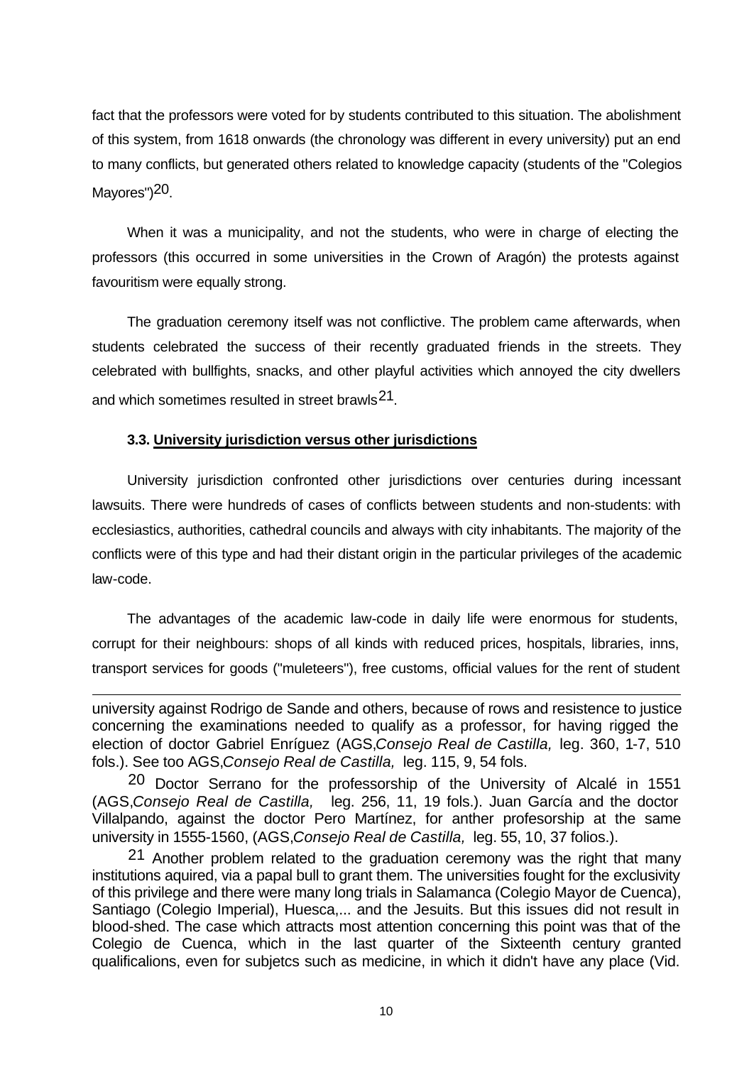fact that the professors were voted for by students contributed to this situation. The abolishment of this system, from 1618 onwards (the chronology was different in every university) put an end to many conflicts, but generated others related to knowledge capacity (students of the "Colegios Mayores")[20].

When it was a municipality, and not the students, who were in charge of electing the professors (this occurred in some universities in the Crown of Aragón) the protests against favouritism were equally strong.

The graduation ceremony itself was not conflictive. The problem came afterwards, when students celebrated the success of their recently graduated friends in the streets. They celebrated with bullfights, snacks, and other playful activities which annoyed the city dwellers and which sometimes resulted in street brawls[21].

### 3.3. University jurisdiction versus other jurisdictions

University jurisdiction confronted other jurisdictions over centuries during incessant lawsuits. There were hundreds of cases of conflicts between students and non-students: with ecclesiastics, authorities, cathedral councils and always with city inhabitants. The majority of the conflicts were of this type and had their distant origin in the particular privileges of the academic law-code.

The advantages of the academic law-code in daily life were enormous for students, corrupt for their neighbours: shops of all kinds with reduced prices, hospitals, libraries, inns, transport services for goods ("muleteers"), free customs, official values for the rent of student

---

university against Rodrigo de Sande and others, because of rows and resistence to justice concerning the examinations needed to qualify as a professor, for having rigged the election of doctor Gabriel Enríguez (AGS,*Consejo Real de Castilla,* leg. 360, 1-7, 510 fols.). See too AGS,*Consejo Real de Castilla,* leg. 115, 9, 54 fols.

[20] Doctor Serrano for the professorship of the University of Alcalé in 1551 (AGS,*Consejo Real de Castilla,* leg. 256, 11, 19 fols.). Juan García and the doctor Villalpando, against the doctor Pero Martínez, for anther profesorship at the same university in 1555-1560, (AGS,*Consejo Real de Castilla,* leg. 55, 10, 37 folios.).

[21] Another problem related to the graduation ceremony was the right that many institutions aquired, via a papal bull to grant them. The universities fought for the exclusivity of this privilege and there were many long trials in Salamanca (Colegio Mayor de Cuenca), Santiago (Colegio Imperial), Huesca,... and the Jesuits. But this issues did not result in blood-shed. The case which attracts most attention concerning this point was that of the Colegio de Cuenca, which in the last quarter of the Sixteenth century granted qualificalions, even for subjetcs such as medicine, in which it didn't have any place (Vid.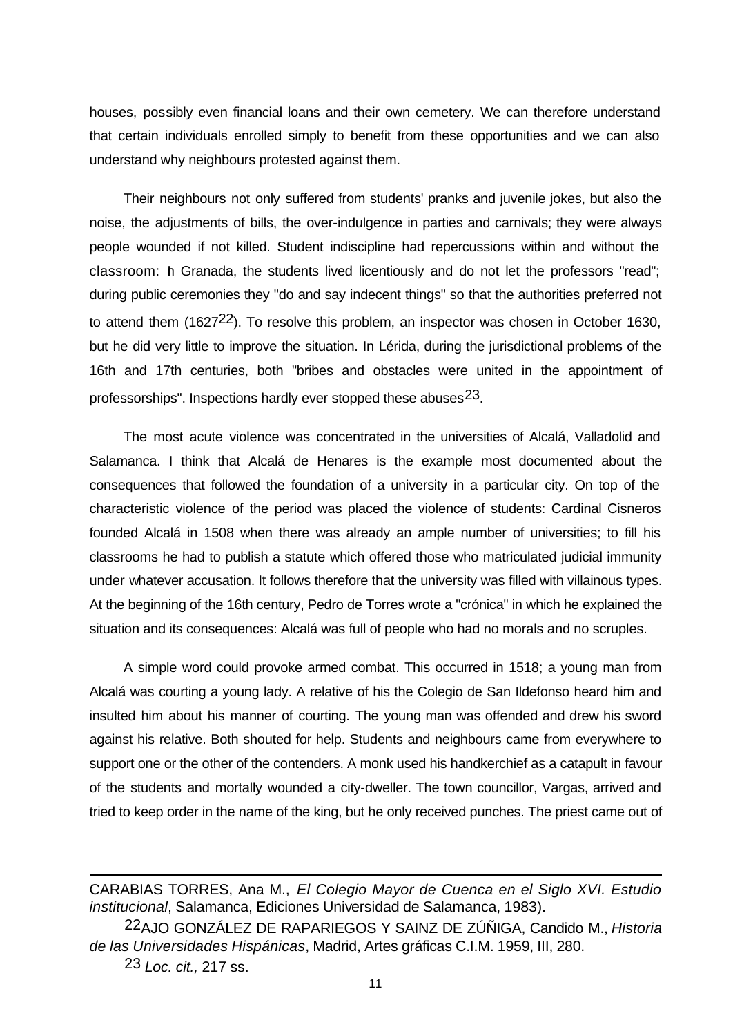houses, possibly even financial loans and their own cemetery. We can therefore understand that certain individuals enrolled simply to benefit from these opportunities and we can also understand why neighbours protested against them.

Their neighbours not only suffered from students' pranks and juvenile jokes, but also the noise, the adjustments of bills, the over-indulgence in parties and carnivals; they were always people wounded if not killed. Student indiscipline had repercussions within and without the classroom: In Granada, the students lived licentiously and do not let the professors "read"; during public ceremonies they "do and say indecent things" so that the authorities preferred not to attend them (1627[22]). To resolve this problem, an inspector was chosen in October 1630, but he did very little to improve the situation. In Lérida, during the jurisdictional problems of the 16th and 17th centuries, both "bribes and obstacles were united in the appointment of professorships". Inspections hardly ever stopped these abuses[23].

The most acute violence was concentrated in the universities of Alcalá, Valladolid and Salamanca. I think that Alcalá de Henares is the example most documented about the consequences that followed the foundation of a university in a particular city. On top of the characteristic violence of the period was placed the violence of students: Cardinal Cisneros founded Alcalá in 1508 when there was already an ample number of universities; to fill his classrooms he had to publish a statute which offered those who matriculated judicial immunity under whatever accusation. It follows therefore that the university was filled with villainous types. At the beginning of the 16th century, Pedro de Torres wrote a "crónica" in which he explained the situation and its consequences: Alcalá was full of people who had no morals and no scruples.

A simple word could provoke armed combat. This occurred in 1518; a young man from Alcalá was courting a young lady. A relative of his the Colegio de San Ildefonso heard him and insulted him about his manner of courting. The young man was offended and drew his sword against his relative. Both shouted for help. Students and neighbours came from everywhere to support one or the other of the contenders. A monk used his handkerchief as a catapult in favour of the students and mortally wounded a city-dweller. The town councillor, Vargas, arrived and tried to keep order in the name of the king, but he only received punches. The priest came out of

---

CARABIAS TORRES, Ana M., *El Colegio Mayor de Cuenca en el Siglo XVI. Estudio institucional*, Salamanca, Ediciones Universidad de Salamanca, 1983).

[22] AJO GONZÁLEZ DE RAPARIEGOS Y SAINZ DE ZÚÑIGA, Candido M., *Historia de las Universidades Hispánicas*, Madrid, Artes gráficas C.I.M. 1959, III, 280.

[23] *Loc. cit.,* 217 ss.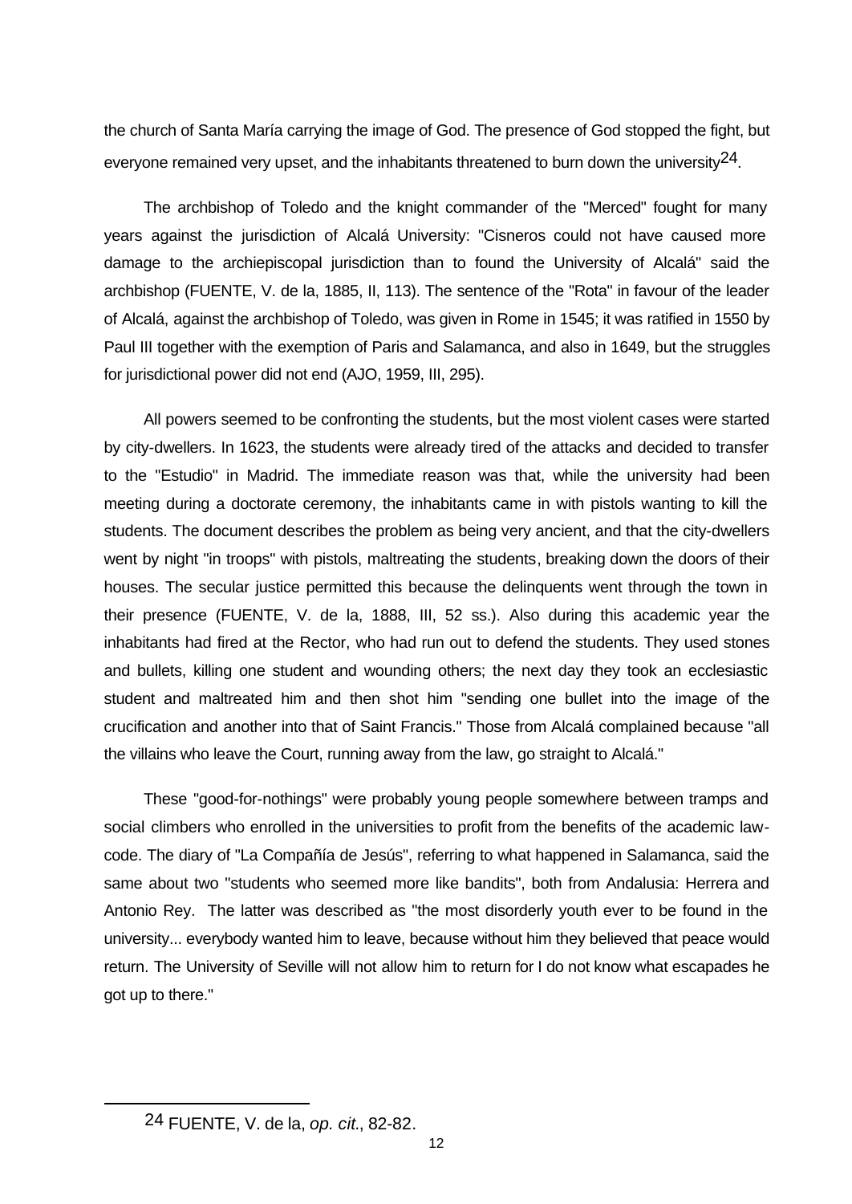the church of Santa María carrying the image of God. The presence of God stopped the fight, but everyone remained very upset, and the inhabitants threatened to burn down the university[24].

The archbishop of Toledo and the knight commander of the "Merced" fought for many years against the jurisdiction of Alcalá University: "Cisneros could not have caused more damage to the archiepiscopal jurisdiction than to found the University of Alcalá" said the archbishop (FUENTE, V. de la, 1885, II, 113). The sentence of the "Rota" in favour of the leader of Alcalá, against the archbishop of Toledo, was given in Rome in 1545; it was ratified in 1550 by Paul III together with the exemption of Paris and Salamanca, and also in 1649, but the struggles for jurisdictional power did not end (AJO, 1959, III, 295).

All powers seemed to be confronting the students, but the most violent cases were started by city-dwellers. In 1623, the students were already tired of the attacks and decided to transfer to the "Estudio" in Madrid. The immediate reason was that, while the university had been meeting during a doctorate ceremony, the inhabitants came in with pistols wanting to kill the students. The document describes the problem as being very ancient, and that the city-dwellers went by night "in troops" with pistols, maltreating the students, breaking down the doors of their houses. The secular justice permitted this because the delinquents went through the town in their presence (FUENTE, V. de la, 1888, III, 52 ss.). Also during this academic year the inhabitants had fired at the Rector, who had run out to defend the students. They used stones and bullets, killing one student and wounding others; the next day they took an ecclesiastic student and maltreated him and then shot him "sending one bullet into the image of the crucification and another into that of Saint Francis." Those from Alcalá complained because "all the villains who leave the Court, running away from the law, go straight to Alcalá."

These "good-for-nothings" were probably young people somewhere between tramps and social climbers who enrolled in the universities to profit from the benefits of the academic law-code. The diary of "La Compañía de Jesús", referring to what happened in Salamanca, said the same about two "students who seemed more like bandits", both from Andalusia: Herrera and Antonio Rey. The latter was described as "the most disorderly youth ever to be found in the university... everybody wanted him to leave, because without him they believed that peace would return. The University of Seville will not allow him to return for I do not know what escapades he got up to there."

---

[24] FUENTE, V. de la, *op. cit.*, 82-82.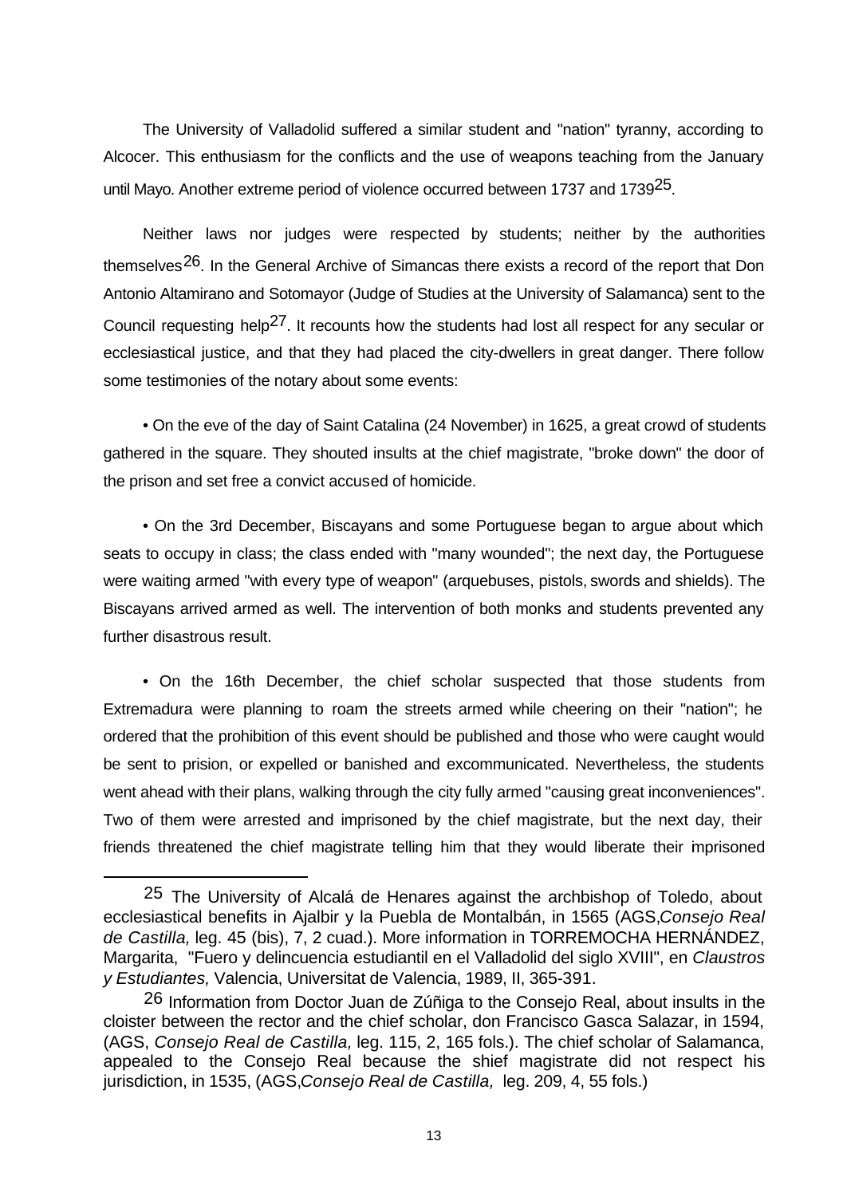The University of Valladolid suffered a similar student and "nation" tyranny, according to Alcocer. This enthusiasm for the conflicts and the use of weapons teaching from the January until Mayo. Another extreme period of violence occurred between 1737 and 1739[25].

Neither laws nor judges were respected by students; neither by the authorities themselves[26]. In the General Archive of Simancas there exists a record of the report that Don Antonio Altamirano and Sotomayor (Judge of Studies at the University of Salamanca) sent to the Council requesting help[27]. It recounts how the students had lost all respect for any secular or ecclesiastical justice, and that they had placed the city-dwellers in great danger. There follow some testimonies of the notary about some events:

• On the eve of the day of Saint Catalina (24 November) in 1625, a great crowd of students gathered in the square. They shouted insults at the chief magistrate, "broke down" the door of the prison and set free a convict accused of homicide.

• On the 3rd December, Biscayans and some Portuguese began to argue about which seats to occupy in class; the class ended with "many wounded"; the next day, the Portuguese were waiting armed "with every type of weapon" (arquebuses, pistols, swords and shields). The Biscayans arrived armed as well. The intervention of both monks and students prevented any further disastrous result.

• On the 16th December, the chief scholar suspected that those students from Extremadura were planning to roam the streets armed while cheering on their "nation"; he ordered that the prohibition of this event should be published and those who were caught would be sent to prision, or expelled or banished and excommunicated. Nevertheless, the students went ahead with their plans, walking through the city fully armed "causing great inconveniences". Two of them were arrested and imprisoned by the chief magistrate, but the next day, their friends threatened the chief magistrate telling him that they would liberate their imprisoned

---

[25] The University of Alcalá de Henares against the archbishop of Toledo, about ecclesiastical benefits in Ajalbir y la Puebla de Montalbán, in 1565 (AGS,*Consejo Real de Castilla,* leg. 45 (bis), 7, 2 cuad.). More information in TORREMOCHA HERNÁNDEZ, Margarita, "Fuero y delincuencia estudiantil en el Valladolid del siglo XVIII", en *Claustros y Estudiantes,* Valencia, Universitat de Valencia, 1989, II, 365-391.

[26] Information from Doctor Juan de Zúñiga to the Consejo Real, about insults in the cloister between the rector and the chief scholar, don Francisco Gasca Salazar, in 1594, (AGS, *Consejo Real de Castilla,* leg. 115, 2, 165 fols.). The chief scholar of Salamanca, appealed to the Consejo Real because the shief magistrate did not respect his jurisdiction, in 1535, (AGS,*Consejo Real de Castilla,* leg. 209, 4, 55 fols.)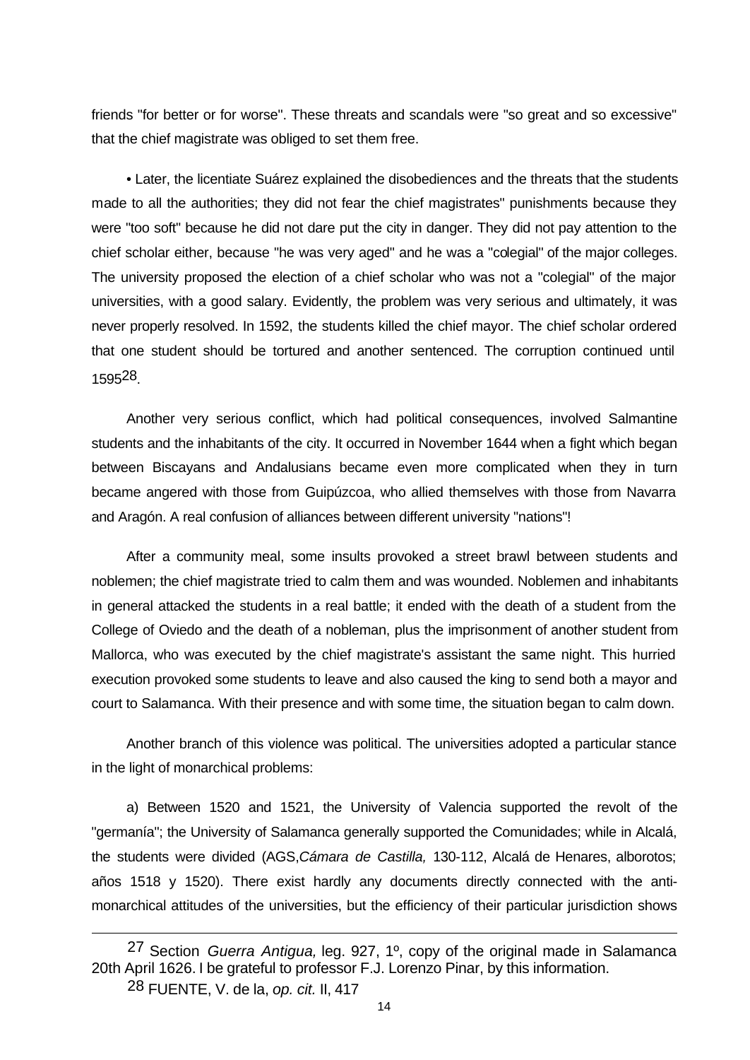friends "for better or for worse". These threats and scandals were "so great and so excessive" that the chief magistrate was obliged to set them free.

• Later, the licentiate Suárez explained the disobediences and the threats that the students made to all the authorities; they did not fear the chief magistrates" punishments because they were "too soft" because he did not dare put the city in danger. They did not pay attention to the chief scholar either, because "he was very aged" and he was a "colegial" of the major colleges. The university proposed the election of a chief scholar who was not a "colegial" of the major universities, with a good salary. Evidently, the problem was very serious and ultimately, it was never properly resolved. In 1592, the students killed the chief mayor. The chief scholar ordered that one student should be tortured and another sentenced. The corruption continued until 1595[28].

Another very serious conflict, which had political consequences, involved Salmantine students and the inhabitants of the city. It occurred in November 1644 when a fight which began between Biscayans and Andalusians became even more complicated when they in turn became angered with those from Guipúzcoa, who allied themselves with those from Navarra and Aragón. A real confusion of alliances between different university "nations"!

After a community meal, some insults provoked a street brawl between students and noblemen; the chief magistrate tried to calm them and was wounded. Noblemen and inhabitants in general attacked the students in a real battle; it ended with the death of a student from the College of Oviedo and the death of a nobleman, plus the imprisonment of another student from Mallorca, who was executed by the chief magistrate's assistant the same night. This hurried execution provoked some students to leave and also caused the king to send both a mayor and court to Salamanca. With their presence and with some time, the situation began to calm down.

Another branch of this violence was political. The universities adopted a particular stance in the light of monarchical problems:

a) Between 1520 and 1521, the University of Valencia supported the revolt of the "germanía"; the University of Salamanca generally supported the Comunidades; while in Alcalá, the students were divided (AGS,*Cámara de Castilla,* 130-112, Alcalá de Henares, alborotos; años 1518 y 1520). There exist hardly any documents directly connected with the anti-monarchical attitudes of the universities, but the efficiency of their particular jurisdiction shows

---

[27] Section *Guerra Antigua,* leg. 927, 1º, copy of the original made in Salamanca 20th April 1626. I be grateful to professor F.J. Lorenzo Pinar, by this information.

[28] FUENTE, V. de la, *op. cit.* II, 417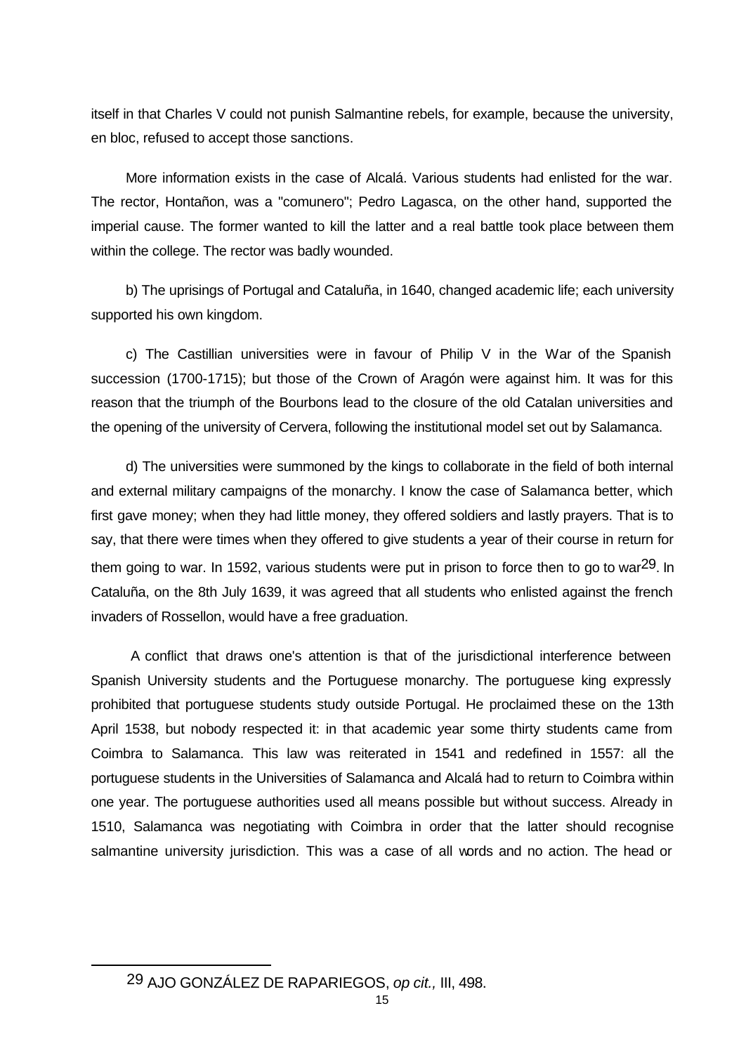itself in that Charles V could not punish Salmantine rebels, for example, because the university, en bloc, refused to accept those sanctions.

More information exists in the case of Alcalá. Various students had enlisted for the war. The rector, Hontañon, was a "comunero"; Pedro Lagasca, on the other hand, supported the imperial cause. The former wanted to kill the latter and a real battle took place between them within the college. The rector was badly wounded.

b) The uprisings of Portugal and Cataluña, in 1640, changed academic life; each university supported his own kingdom.

c) The Castillian universities were in favour of Philip V in the War of the Spanish succession (1700-1715); but those of the Crown of Aragón were against him. It was for this reason that the triumph of the Bourbons lead to the closure of the old Catalan universities and the opening of the university of Cervera, following the institutional model set out by Salamanca.

d) The universities were summoned by the kings to collaborate in the field of both internal and external military campaigns of the monarchy. I know the case of Salamanca better, which first gave money; when they had little money, they offered soldiers and lastly prayers. That is to say, that there were times when they offered to give students a year of their course in return for them going to war. In 1592, various students were put in prison to force then to go to war[29]. In Cataluña, on the 8th July 1639, it was agreed that all students who enlisted against the french invaders of Rossellon, would have a free graduation.

A conflict that draws one's attention is that of the jurisdictional interference between Spanish University students and the Portuguese monarchy. The portuguese king expressly prohibited that portuguese students study outside Portugal. He proclaimed these on the 13th April 1538, but nobody respected it: in that academic year some thirty students came from Coimbra to Salamanca. This law was reiterated in 1541 and redefined in 1557: all the portuguese students in the Universities of Salamanca and Alcalá had to return to Coimbra within one year. The portuguese authorities used all means possible but without success. Already in 1510, Salamanca was negotiating with Coimbra in order that the latter should recognise salmantine university jurisdiction. This was a case of all words and no action. The head or

---

[29] AJO GONZÁLEZ DE RAPARIEGOS, *op cit.,* III, 498.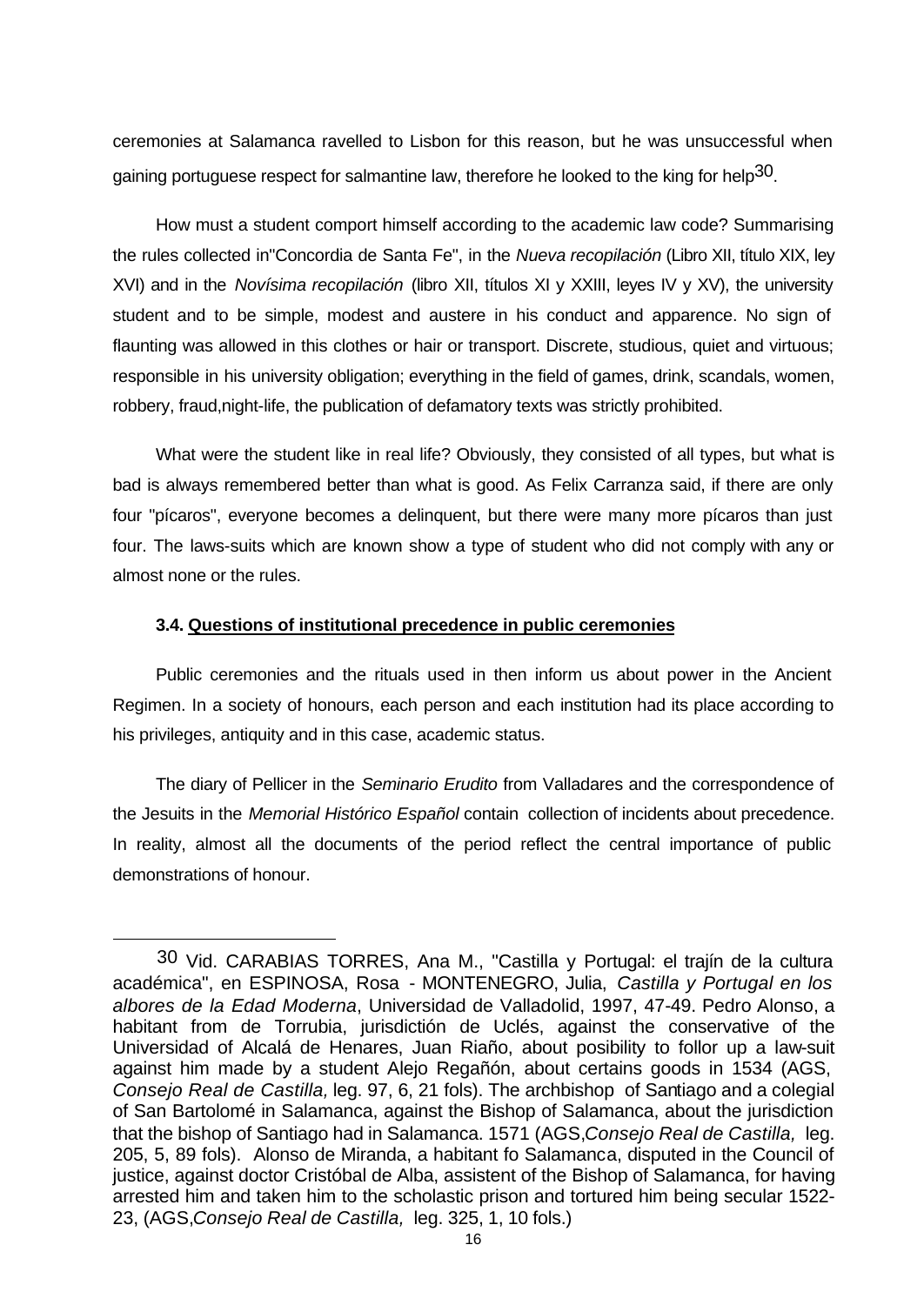ceremonies at Salamanca ravelled to Lisbon for this reason, but he was unsuccessful when gaining portuguese respect for salmantine law, therefore he looked to the king for help[30].

How must a student comport himself according to the academic law code? Summarising the rules collected in"Concordia de Santa Fe", in the *Nueva recopilación* (Libro XII, título XIX, ley XVI) and in the *Novísima recopilación* (libro XII, títulos XI y XXIII, leyes IV y XV), the university student and to be simple, modest and austere in his conduct and apparence. No sign of flaunting was allowed in this clothes or hair or transport. Discrete, studious, quiet and virtuous; responsible in his university obligation; everything in the field of games, drink, scandals, women, robbery, fraud,night-life, the publication of defamatory texts was strictly prohibited.

What were the student like in real life? Obviously, they consisted of all types, but what is bad is always remembered better than what is good. As Felix Carranza said, if there are only four "pícaros", everyone becomes a delinquent, but there were many more pícaros than just four. The laws-suits which are known show a type of student who did not comply with any or almost none or the rules.

### 3.4. Questions of institutional precedence in public ceremonies

Public ceremonies and the rituals used in then inform us about power in the Ancient Regimen. In a society of honours, each person and each institution had its place according to his privileges, antiquity and in this case, academic status.

The diary of Pellicer in the *Seminario Erudito* from Valladares and the correspondence of the Jesuits in the *Memorial Histórico Español* contain collection of incidents about precedence. In reality, almost all the documents of the period reflect the central importance of public demonstrations of honour.

---

[30] Vid. CARABIAS TORRES, Ana M., "Castilla y Portugal: el trajín de la cultura académica", en ESPINOSA, Rosa - MONTENEGRO, Julia, *Castilla y Portugal en los albores de la Edad Moderna*, Universidad de Valladolid, 1997, 47-49. Pedro Alonso, a habitant from de Torrubia, jurisdictión de Uclés, against the conservative of the Universidad of Alcalá de Henares, Juan Riaño, about posibility to follor up a law-suit against him made by a student Alejo Regañón, about certains goods in 1534 (AGS, *Consejo Real de Castilla,* leg. 97, 6, 21 fols). The archbishop of Santiago and a colegial of San Bartolomé in Salamanca, against the Bishop of Salamanca, about the jurisdiction that the bishop of Santiago had in Salamanca. 1571 (AGS,*Consejo Real de Castilla,* leg. 205, 5, 89 fols). Alonso de Miranda, a habitant fo Salamanca, disputed in the Council of justice, against doctor Cristóbal de Alba, assistent of the Bishop of Salamanca, for having arrested him and taken him to the scholastic prison and tortured him being secular 1522-23, (AGS,*Consejo Real de Castilla,* leg. 325, 1, 10 fols.)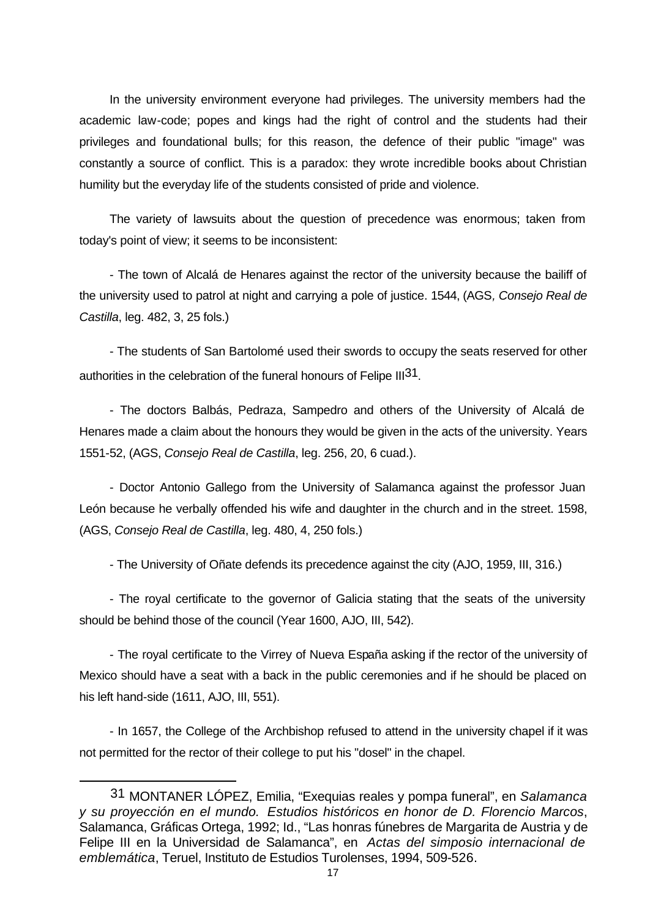In the university environment everyone had privileges. The university members had the academic law-code; popes and kings had the right of control and the students had their privileges and foundational bulls; for this reason, the defence of their public "image" was constantly a source of conflict. This is a paradox: they wrote incredible books about Christian humility but the everyday life of the students consisted of pride and violence.

The variety of lawsuits about the question of precedence was enormous; taken from today's point of view; it seems to be inconsistent:

- The town of Alcalá de Henares against the rector of the university because the bailiff of the university used to patrol at night and carrying a pole of justice. 1544, (AGS, *Consejo Real de Castilla*, leg. 482, 3, 25 fols.)

- The students of San Bartolomé used their swords to occupy the seats reserved for other authorities in the celebration of the funeral honours of Felipe III[31].

- The doctors Balbás, Pedraza, Sampedro and others of the University of Alcalá de Henares made a claim about the honours they would be given in the acts of the university. Years 1551-52, (AGS, *Consejo Real de Castilla*, leg. 256, 20, 6 cuad.).

- Doctor Antonio Gallego from the University of Salamanca against the professor Juan León because he verbally offended his wife and daughter in the church and in the street. 1598, (AGS, *Consejo Real de Castilla*, leg. 480, 4, 250 fols.)

- The University of Oñate defends its precedence against the city (AJO, 1959, III, 316.)

- The royal certificate to the governor of Galicia stating that the seats of the university should be behind those of the council (Year 1600, AJO, III, 542).

- The royal certificate to the Virrey of Nueva España asking if the rector of the university of Mexico should have a seat with a back in the public ceremonies and if he should be placed on his left hand-side (1611, AJO, III, 551).

- In 1657, the College of the Archbishop refused to attend in the university chapel if it was not permitted for the rector of their college to put his "dosel" in the chapel.

---

[31] MONTANER LÓPEZ, Emilia, "Exequias reales y pompa funeral", en *Salamanca y su proyección en el mundo. Estudios históricos en honor de D. Florencio Marcos*, Salamanca, Gráficas Ortega, 1992; Id., "Las honras fúnebres de Margarita de Austria y de Felipe III en la Universidad de Salamanca", en *Actas del simposio internacional de emblemática*, Teruel, Instituto de Estudios Turolenses, 1994, 509-526.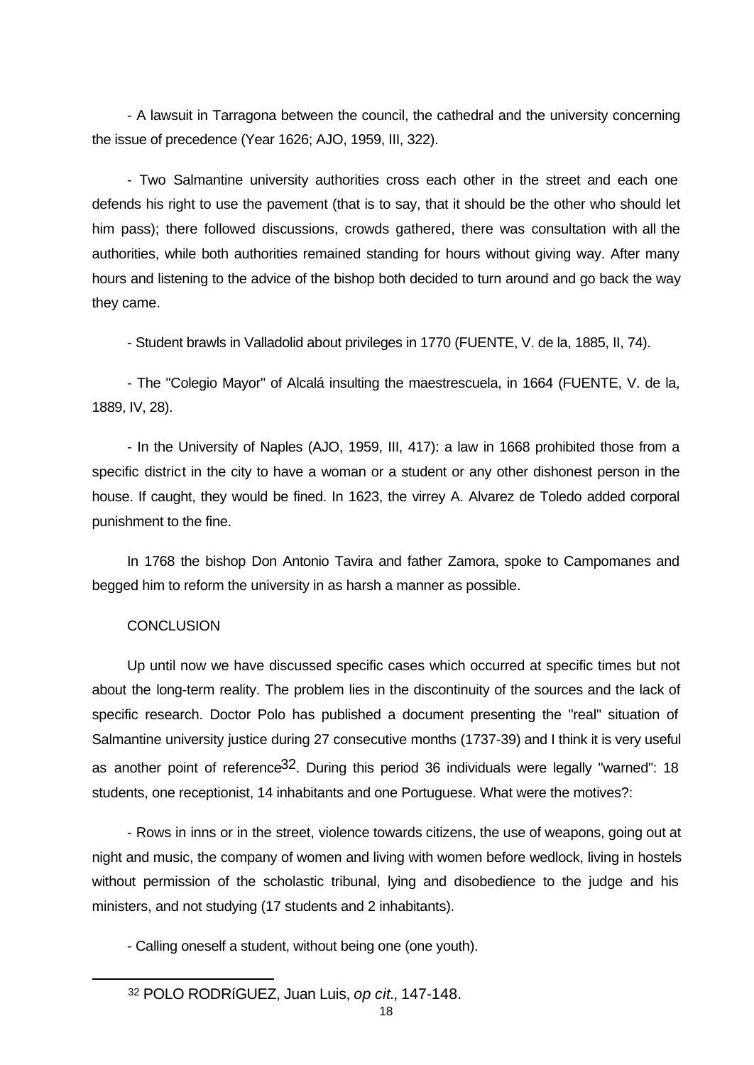- A lawsuit in Tarragona between the council, the cathedral and the university concerning the issue of precedence (Year 1626; AJO, 1959, III, 322).

- Two Salmantine university authorities cross each other in the street and each one defends his right to use the pavement (that is to say, that it should be the other who should let him pass); there followed discussions, crowds gathered, there was consultation with all the authorities, while both authorities remained standing for hours without giving way. After many hours and listening to the advice of the bishop both decided to turn around and go back the way they came.

- Student brawls in Valladolid about privileges in 1770 (FUENTE, V. de la, 1885, II, 74).

- The "Colegio Mayor" of Alcalá insulting the maestrescuela, in 1664 (FUENTE, V. de la, 1889, IV, 28).

- In the University of Naples (AJO, 1959, III, 417): a law in 1668 prohibited those from a specific district in the city to have a woman or a student or any other dishonest person in the house. If caught, they would be fined. In 1623, the virrey A. Alvarez de Toledo added corporal punishment to the fine.

In 1768 the bishop Don Antonio Tavira and father Zamora, spoke to Campomanes and begged him to reform the university in as harsh a manner as possible.

## CONCLUSION

Up until now we have discussed specific cases which occurred at specific times but not about the long-term reality. The problem lies in the discontinuity of the sources and the lack of specific research. Doctor Polo has published a document presenting the "real" situation of Salmantine university justice during 27 consecutive months (1737-39) and I think it is very useful as another point of reference[32]. During this period 36 individuals were legally "warned": 18 students, one receptionist, 14 inhabitants and one Portuguese. What were the motives?:

- Rows in inns or in the street, violence towards citizens, the use of weapons, going out at night and music, the company of women and living with women before wedlock, living in hostels without permission of the scholastic tribunal, lying and disobedience to the judge and his ministers, and not studying (17 students and 2 inhabitants).

- Calling oneself a student, without being one (one youth).

[32] POLO RODRÍGUEZ, Juan Luis, *op cit.*, 147-148.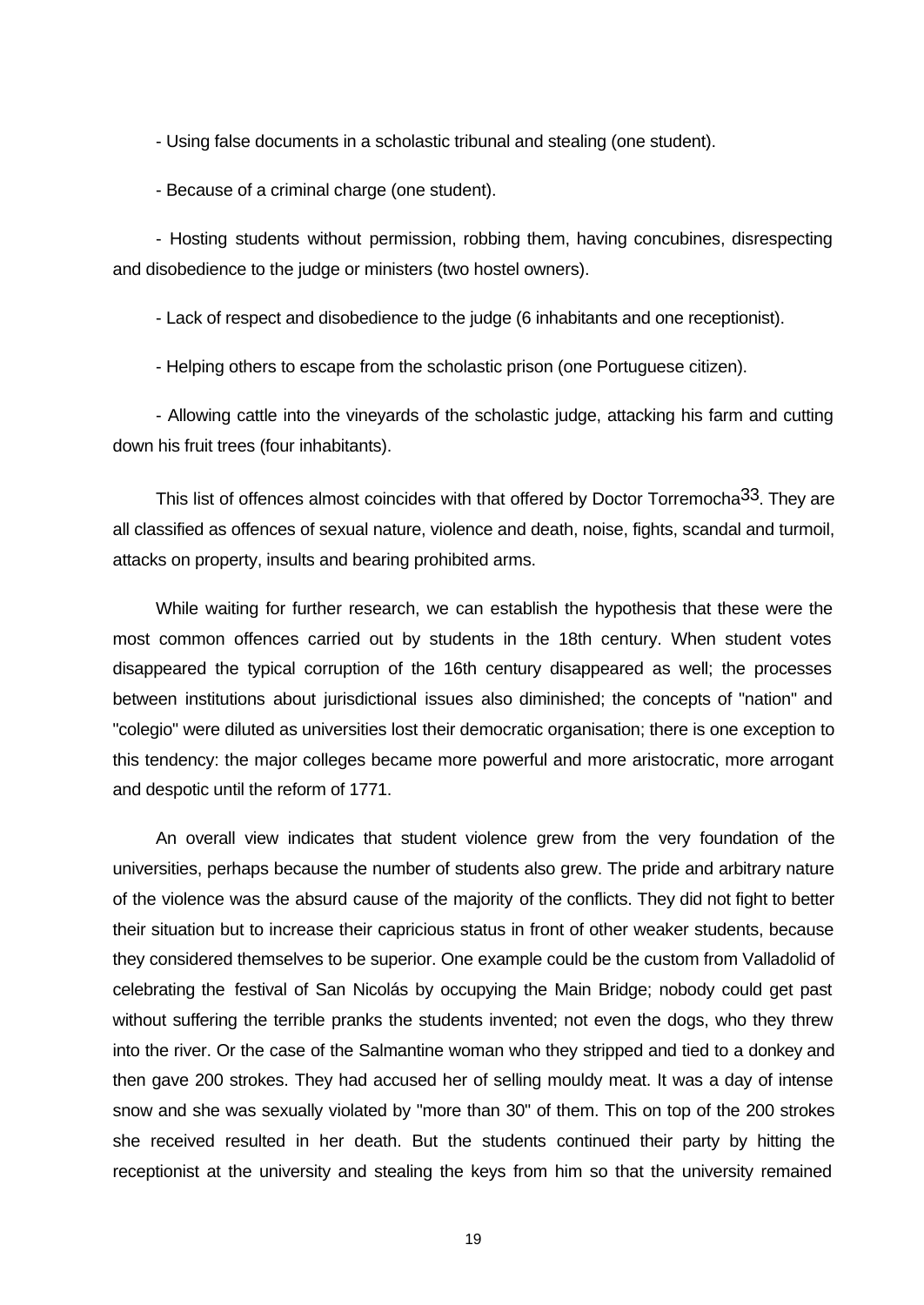- Using false documents in a scholastic tribunal and stealing (one student).

- Because of a criminal charge (one student).

- Hosting students without permission, robbing them, having concubines, disrespecting and disobedience to the judge or ministers (two hostel owners).

- Lack of respect and disobedience to the judge (6 inhabitants and one receptionist).

- Helping others to escape from the scholastic prison (one Portuguese citizen).

- Allowing cattle into the vineyards of the scholastic judge, attacking his farm and cutting down his fruit trees (four inhabitants).

This list of offences almost coincides with that offered by Doctor Torremocha[33]. They are all classified as offences of sexual nature, violence and death, noise, fights, scandal and turmoil, attacks on property, insults and bearing prohibited arms.

While waiting for further research, we can establish the hypothesis that these were the most common offences carried out by students in the 18th century. When student votes disappeared the typical corruption of the 16th century disappeared as well; the processes between institutions about jurisdictional issues also diminished; the concepts of "nation" and "colegio" were diluted as universities lost their democratic organisation; there is one exception to this tendency: the major colleges became more powerful and more aristocratic, more arrogant and despotic until the reform of 1771.

An overall view indicates that student violence grew from the very foundation of the universities, perhaps because the number of students also grew. The pride and arbitrary nature of the violence was the absurd cause of the majority of the conflicts. They did not fight to better their situation but to increase their capricious status in front of other weaker students, because they considered themselves to be superior. One example could be the custom from Valladolid of celebrating the festival of San Nicolás by occupying the Main Bridge; nobody could get past without suffering the terrible pranks the students invented; not even the dogs, who they threw into the river. Or the case of the Salmantine woman who they stripped and tied to a donkey and then gave 200 strokes. They had accused her of selling mouldy meat. It was a day of intense snow and she was sexually violated by "more than 30" of them. This on top of the 200 strokes she received resulted in her death. But the students continued their party by hitting the receptionist at the university and stealing the keys from him so that the university remained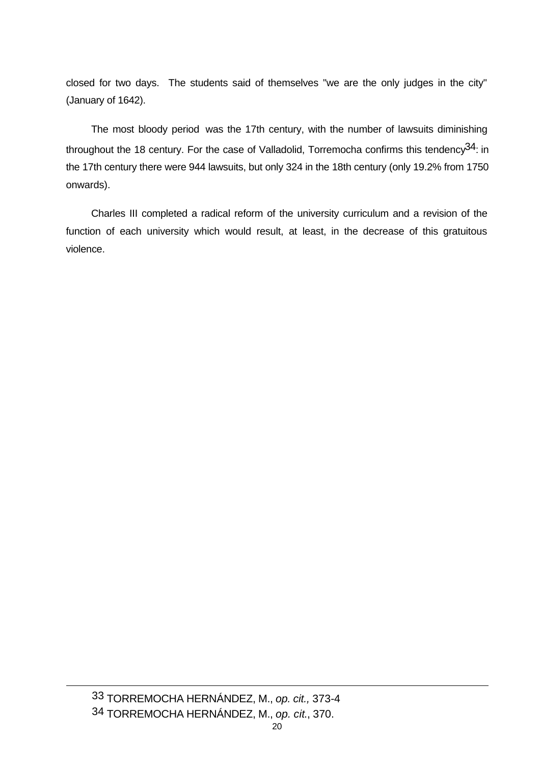closed for two days. The students said of themselves "we are the only judges in the city" (January of 1642).

The most bloody period was the 17th century, with the number of lawsuits diminishing throughout the 18 century. For the case of Valladolid, Torremocha confirms this tendency[34]: in the 17th century there were 944 lawsuits, but only 324 in the 18th century (only 19.2% from 1750 onwards).

Charles III completed a radical reform of the university curriculum and a revision of the function of each university which would result, at least, in the decrease of this gratuitous violence.

---

33 TORREMOCHA HERNÁNDEZ, M., *op. cit.,* 373-4

34 TORREMOCHA HERNÁNDEZ, M., *op. cit.*, 370.